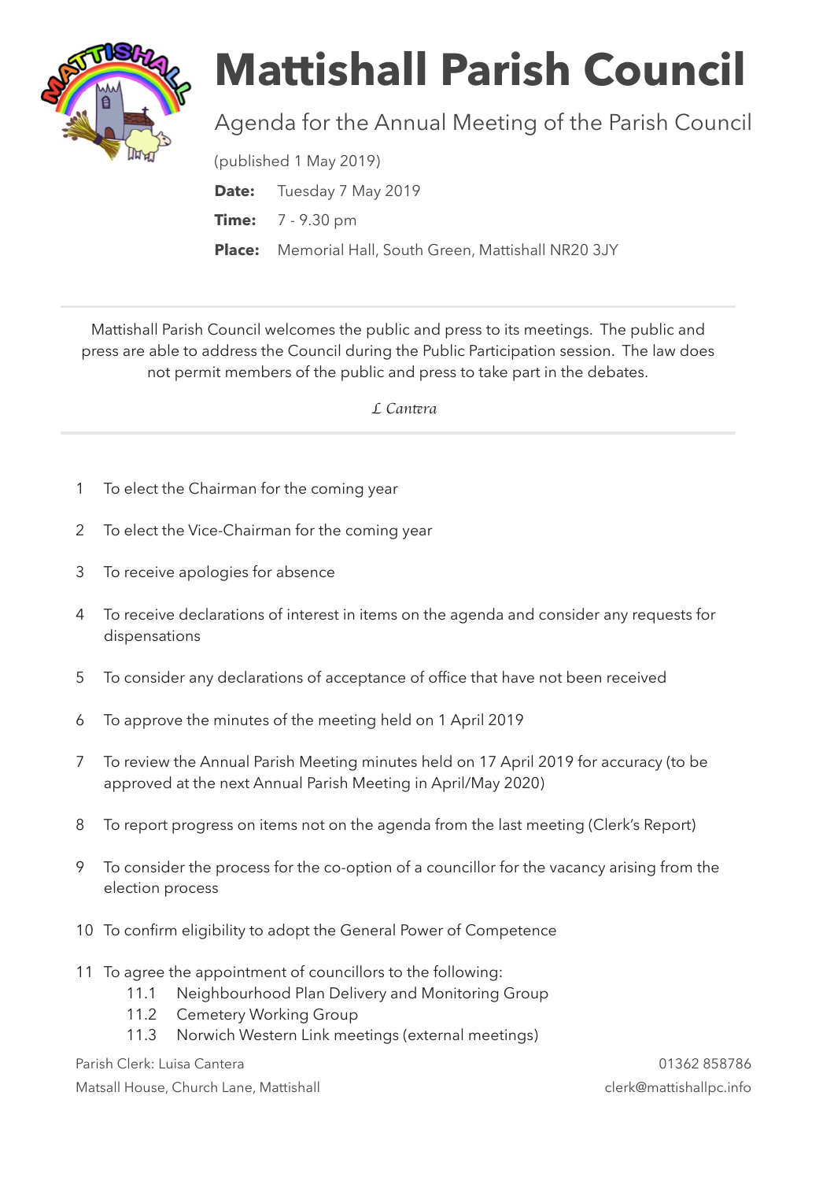# Mattishall Parish Council

## Agenda for the Annual Meeting of the Parish Council

(published 1 May 2019)

**Date:** Tuesday 7 May 2019

**Time:** 7 - 9.30 pm

**Place:** Memorial Hall, South Green, Mattishall NR20 3JY

---

Mattishall Parish Council welcomes the public and press to its meetings. The public and press are able to address the Council during the Public Participation session. The law does not permit members of the public and press to take part in the debates.

*L Cantera*

---

1 To elect the Chairman for the coming year

2 To elect the Vice-Chairman for the coming year

3 To receive apologies for absence

4 To receive declarations of interest in items on the agenda and consider any requests for dispensations

5 To consider any declarations of acceptance of office that have not been received

6 To approve the minutes of the meeting held on 1 April 2019

7 To review the Annual Parish Meeting minutes held on 17 April 2019 for accuracy (to be approved at the next Annual Parish Meeting in April/May 2020)

8 To report progress on items not on the agenda from the last meeting (Clerk's Report)

9 To consider the process for the co-option of a councillor for the vacancy arising from the election process

10 To confirm eligibility to adopt the General Power of Competence

11 To agree the appointment of councillors to the following:
- 11.1 Neighbourhood Plan Delivery and Monitoring Group
- 11.2 Cemetery Working Group
- 11.3 Norwich Western Link meetings (external meetings)

Parish Clerk: Luisa Cantera
Matsall House, Church Lane, Mattishall
01362 858786
clerk@mattishallpc.info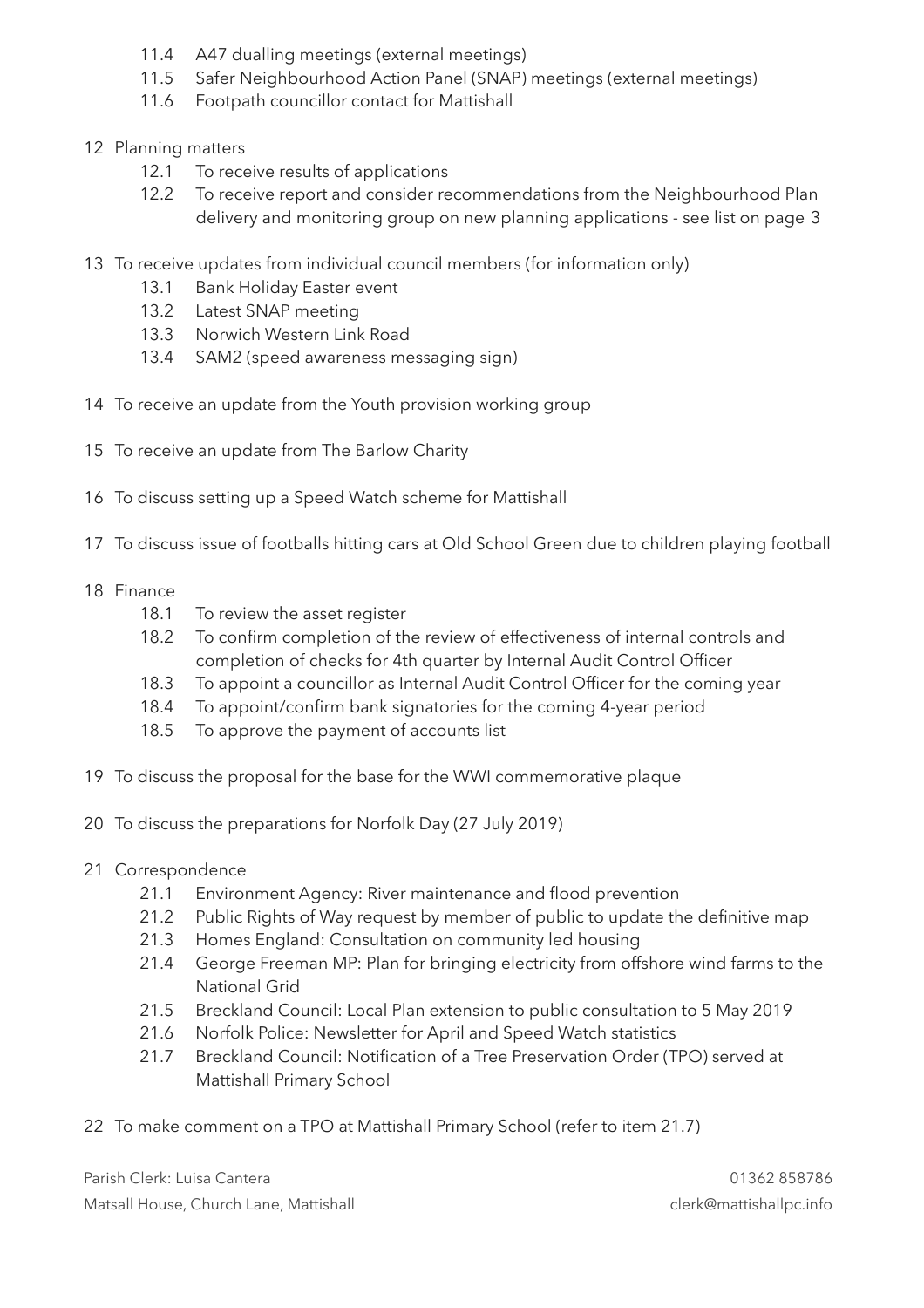- 11.4 A47 dualling meetings (external meetings)
- 11.5 Safer Neighbourhood Action Panel (SNAP) meetings (external meetings)
- 11.6 Footpath councillor contact for Mattishall

12 Planning matters

- 12.1 To receive results of applications
- 12.2 To receive report and consider recommendations from the Neighbourhood Plan delivery and monitoring group on new planning applications - see list on page 3

13 To receive updates from individual council members (for information only)

- 13.1 Bank Holiday Easter event
- 13.2 Latest SNAP meeting
- 13.3 Norwich Western Link Road
- 13.4 SAM2 (speed awareness messaging sign)

14 To receive an update from the Youth provision working group

15 To receive an update from The Barlow Charity

16 To discuss setting up a Speed Watch scheme for Mattishall

17 To discuss issue of footballs hitting cars at Old School Green due to children playing football

18 Finance

- 18.1 To review the asset register
- 18.2 To confirm completion of the review of effectiveness of internal controls and completion of checks for 4th quarter by Internal Audit Control Officer
- 18.3 To appoint a councillor as Internal Audit Control Officer for the coming year
- 18.4 To appoint/confirm bank signatories for the coming 4-year period
- 18.5 To approve the payment of accounts list

19 To discuss the proposal for the base for the WWI commemorative plaque

20 To discuss the preparations for Norfolk Day (27 July 2019)

21 Correspondence

- 21.1 Environment Agency: River maintenance and flood prevention
- 21.2 Public Rights of Way request by member of public to update the definitive map
- 21.3 Homes England: Consultation on community led housing
- 21.4 George Freeman MP: Plan for bringing electricity from offshore wind farms to the National Grid
- 21.5 Breckland Council: Local Plan extension to public consultation to 5 May 2019
- 21.6 Norfolk Police: Newsletter for April and Speed Watch statistics
- 21.7 Breckland Council: Notification of a Tree Preservation Order (TPO) served at Mattishall Primary School

22 To make comment on a TPO at Mattishall Primary School (refer to item 21.7)

Parish Clerk: Luisa Cantera — 01362 858786
Matsall House, Church Lane, Mattishall — clerk@mattishallpc.info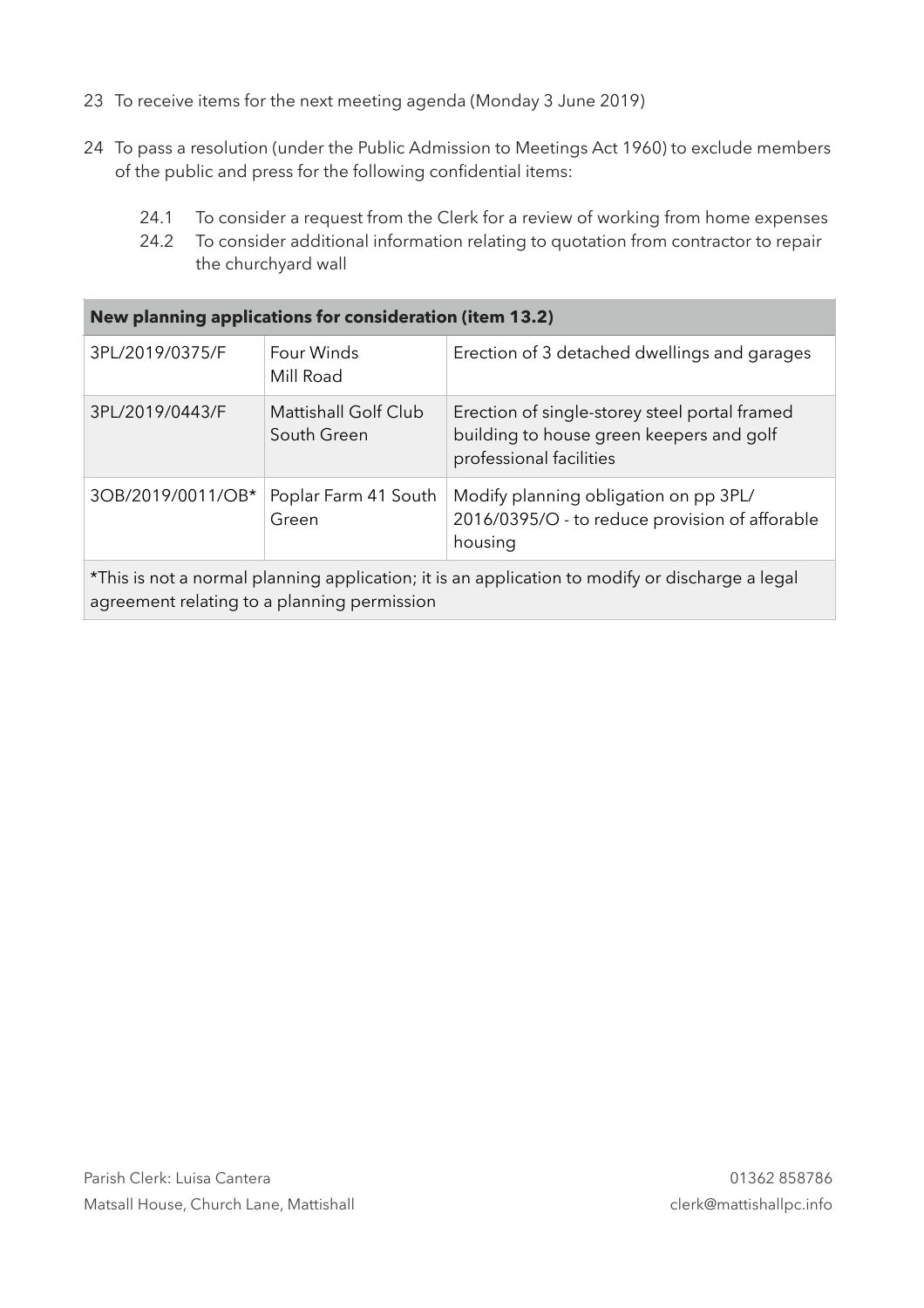23 To receive items for the next meeting agenda (Monday 3 June 2019)

24 To pass a resolution (under the Public Admission to Meetings Act 1960) to exclude members of the public and press for the following confidential items:

   24.1 To consider a request from the Clerk for a review of working from home expenses
   
   24.2 To consider additional information relating to quotation from contractor to repair the churchyard wall

| **New planning applications for consideration (item 13.2)** | | |
|---|---|---|
| 3PL/2019/0375/F | Four Winds Mill Road | Erection of 3 detached dwellings and garages |
| 3PL/2019/0443/F | Mattishall Golf Club South Green | Erection of single-storey steel portal framed building to house green keepers and golf professional facilities |
| 3OB/2019/0011/OB* | Poplar Farm 41 South Green | Modify planning obligation on pp 3PL/2016/0395/O - to reduce provision of afforable housing |
| *This is not a normal planning application; it is an application to modify or discharge a legal agreement relating to a planning permission | | |

Parish Clerk: Luisa Cantera
Matsall House, Church Lane, Mattishall

01362 858786
clerk@mattishallpc.info